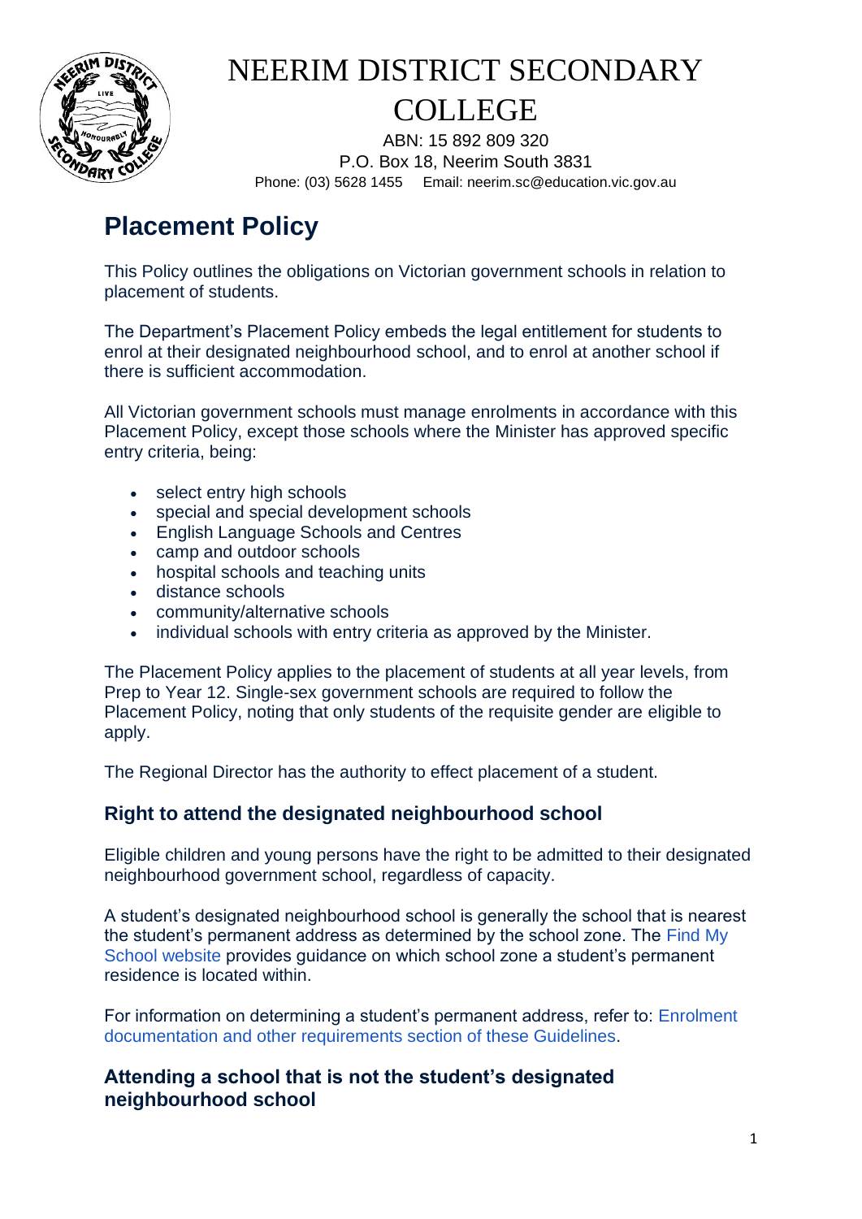# NEERIM DISTRICT SECONDARY COLLEGE

ABN: 15 892 809 320
P.O. Box 18, Neerim South 3831
Phone: (03) 5628 1455  Email: neerim.sc@education.vic.gov.au

# Placement Policy

This Policy outlines the obligations on Victorian government schools in relation to placement of students.

The Department's Placement Policy embeds the legal entitlement for students to enrol at their designated neighbourhood school, and to enrol at another school if there is sufficient accommodation.

All Victorian government schools must manage enrolments in accordance with this Placement Policy, except those schools where the Minister has approved specific entry criteria, being:

- select entry high schools
- special and special development schools
- English Language Schools and Centres
- camp and outdoor schools
- hospital schools and teaching units
- distance schools
- community/alternative schools
- individual schools with entry criteria as approved by the Minister.

The Placement Policy applies to the placement of students at all year levels, from Prep to Year 12. Single-sex government schools are required to follow the Placement Policy, noting that only students of the requisite gender are eligible to apply.

The Regional Director has the authority to effect placement of a student.

## Right to attend the designated neighbourhood school

Eligible children and young persons have the right to be admitted to their designated neighbourhood government school, regardless of capacity.

A student's designated neighbourhood school is generally the school that is nearest the student's permanent address as determined by the school zone. The Find My School website provides guidance on which school zone a student's permanent residence is located within.

For information on determining a student's permanent address, refer to: Enrolment documentation and other requirements section of these Guidelines.

## Attending a school that is not the student's designated neighbourhood school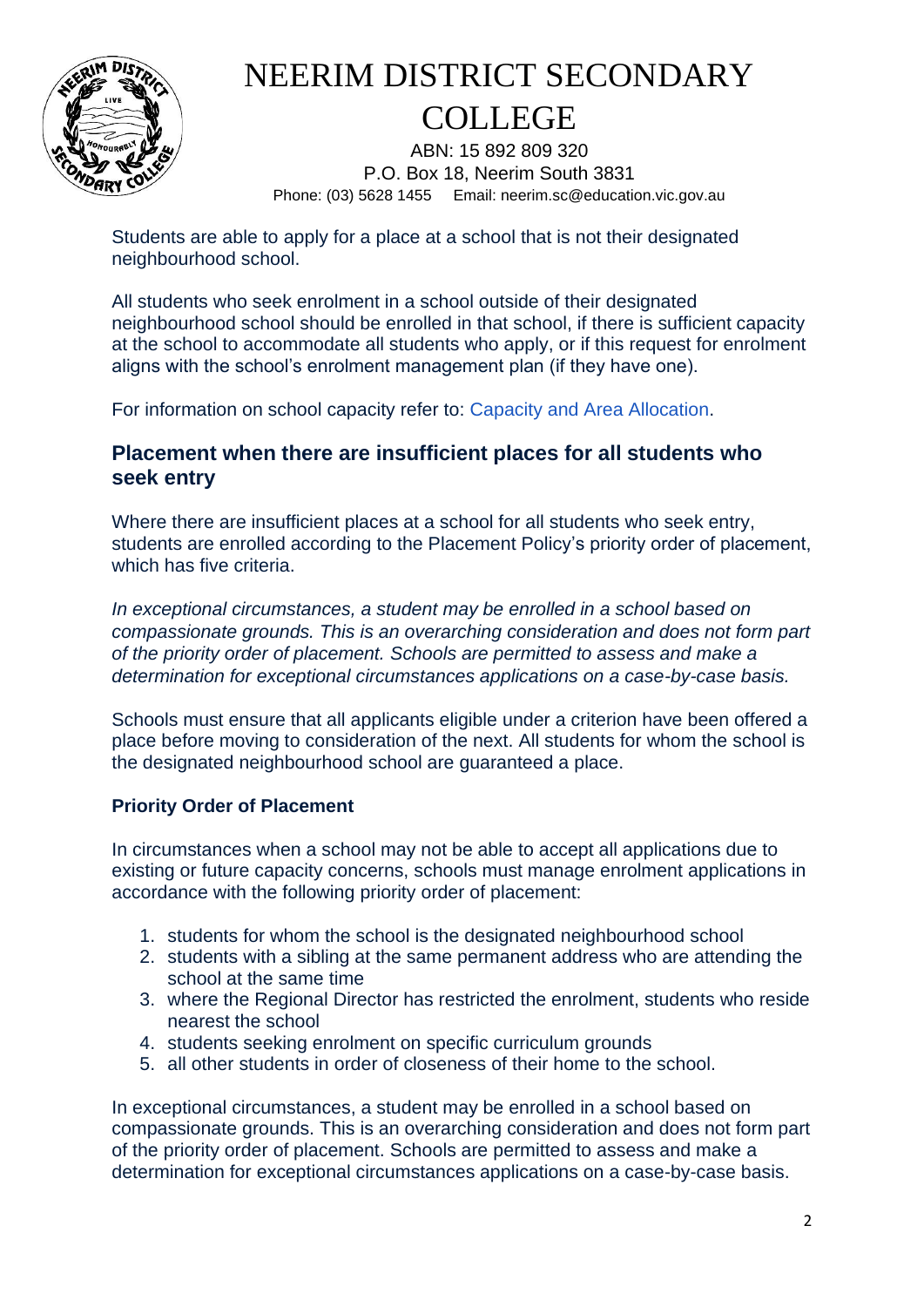Students are able to apply for a place at a school that is not their designated neighbourhood school.

All students who seek enrolment in a school outside of their designated neighbourhood school should be enrolled in that school, if there is sufficient capacity at the school to accommodate all students who apply, or if this request for enrolment aligns with the school's enrolment management plan (if they have one).

For information on school capacity refer to: Capacity and Area Allocation.

## Placement when there are insufficient places for all students who seek entry

Where there are insufficient places at a school for all students who seek entry, students are enrolled according to the Placement Policy's priority order of placement, which has five criteria.

*In exceptional circumstances, a student may be enrolled in a school based on compassionate grounds. This is an overarching consideration and does not form part of the priority order of placement. Schools are permitted to assess and make a determination for exceptional circumstances applications on a case-by-case basis.*

Schools must ensure that all applicants eligible under a criterion have been offered a place before moving to consideration of the next. All students for whom the school is the designated neighbourhood school are guaranteed a place.

### Priority Order of Placement

In circumstances when a school may not be able to accept all applications due to existing or future capacity concerns, schools must manage enrolment applications in accordance with the following priority order of placement:

1. students for whom the school is the designated neighbourhood school
2. students with a sibling at the same permanent address who are attending the school at the same time
3. where the Regional Director has restricted the enrolment, students who reside nearest the school
4. students seeking enrolment on specific curriculum grounds
5. all other students in order of closeness of their home to the school.

In exceptional circumstances, a student may be enrolled in a school based on compassionate grounds. This is an overarching consideration and does not form part of the priority order of placement. Schools are permitted to assess and make a determination for exceptional circumstances applications on a case-by-case basis.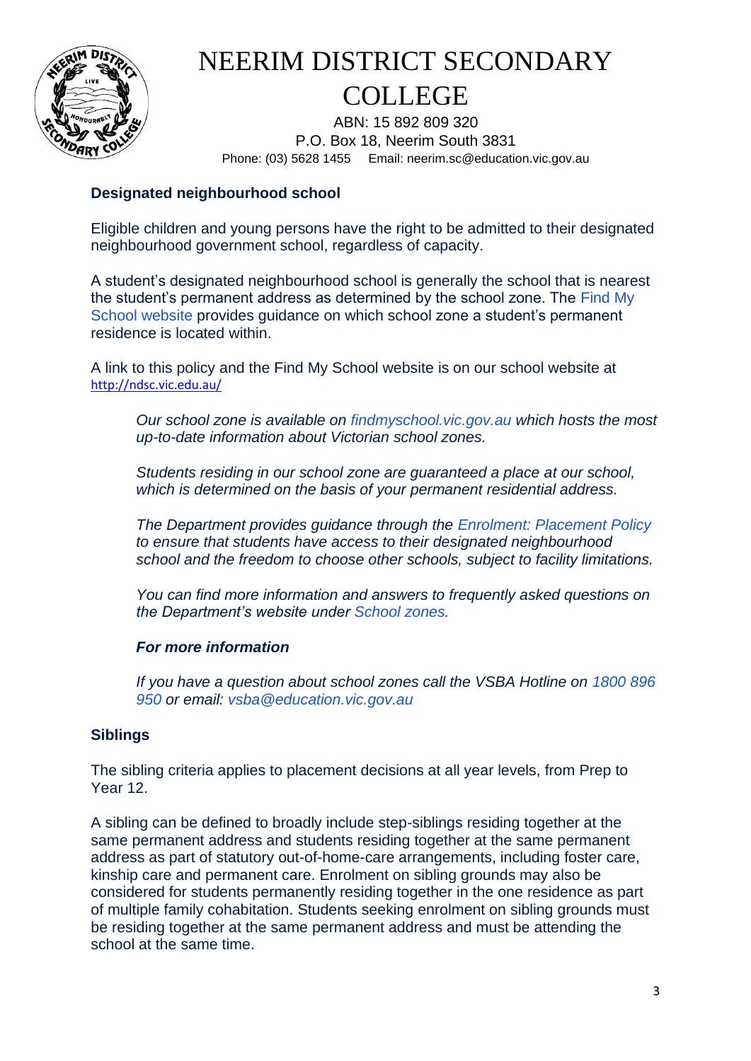# NEERIM DISTRICT SECONDARY COLLEGE

ABN: 15 892 809 320
P.O. Box 18, Neerim South 3831
Phone: (03) 5628 1455 Email: neerim.sc@education.vic.gov.au

**Designated neighbourhood school**

Eligible children and young persons have the right to be admitted to their designated neighbourhood government school, regardless of capacity.

A student's designated neighbourhood school is generally the school that is nearest the student's permanent address as determined by the school zone. The Find My School website provides guidance on which school zone a student's permanent residence is located within.

A link to this policy and the Find My School website is on our school website at http://ndsc.vic.edu.au/

> *Our school zone is available on findmyschool.vic.gov.au which hosts the most up-to-date information about Victorian school zones.*
>
> *Students residing in our school zone are guaranteed a place at our school, which is determined on the basis of your permanent residential address.*
>
> *The Department provides guidance through the Enrolment: Placement Policy to ensure that students have access to their designated neighbourhood school and the freedom to choose other schools, subject to facility limitations.*
>
> *You can find more information and answers to frequently asked questions on the Department's website under School zones.*
>
> ***For more information***
>
> *If you have a question about school zones call the VSBA Hotline on 1800 896 950 or email: vsba@education.vic.gov.au*

**Siblings**

The sibling criteria applies to placement decisions at all year levels, from Prep to Year 12.

A sibling can be defined to broadly include step-siblings residing together at the same permanent address and students residing together at the same permanent address as part of statutory out-of-home-care arrangements, including foster care, kinship care and permanent care. Enrolment on sibling grounds may also be considered for students permanently residing together in the one residence as part of multiple family cohabitation. Students seeking enrolment on sibling grounds must be residing together at the same permanent address and must be attending the school at the same time.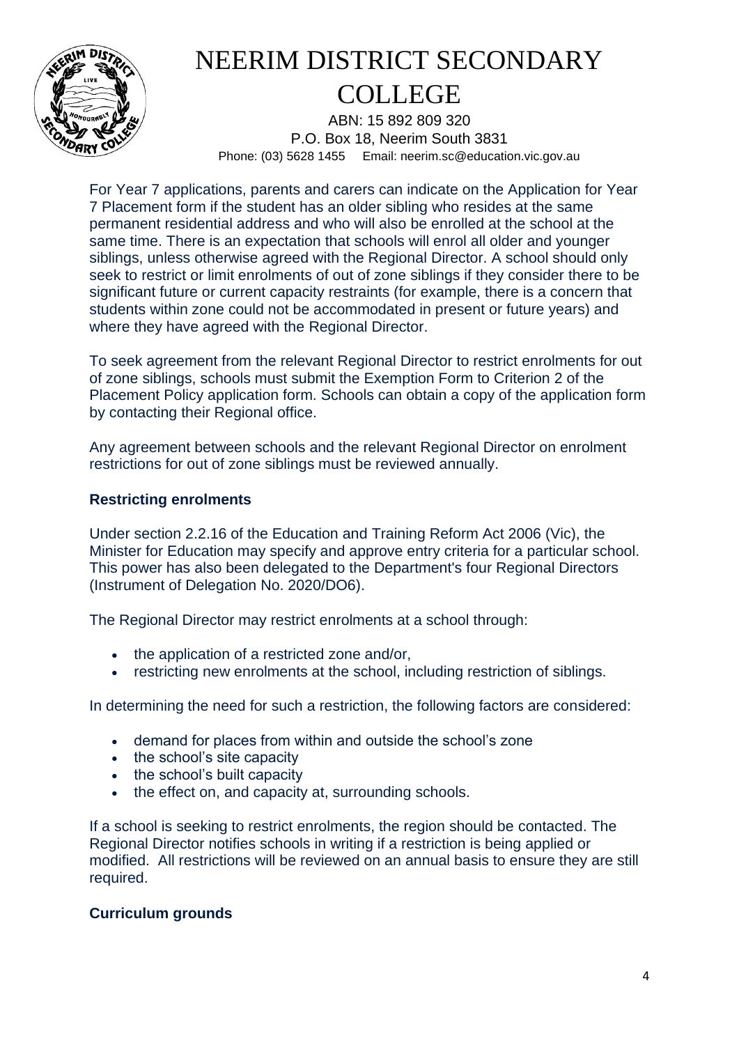For Year 7 applications, parents and carers can indicate on the Application for Year 7 Placement form if the student has an older sibling who resides at the same permanent residential address and who will also be enrolled at the school at the same time. There is an expectation that schools will enrol all older and younger siblings, unless otherwise agreed with the Regional Director. A school should only seek to restrict or limit enrolments of out of zone siblings if they consider there to be significant future or current capacity restraints (for example, there is a concern that students within zone could not be accommodated in present or future years) and where they have agreed with the Regional Director.

To seek agreement from the relevant Regional Director to restrict enrolments for out of zone siblings, schools must submit the Exemption Form to Criterion 2 of the Placement Policy application form. Schools can obtain a copy of the application form by contacting their Regional office.

Any agreement between schools and the relevant Regional Director on enrolment restrictions for out of zone siblings must be reviewed annually.

**Restricting enrolments**

Under section 2.2.16 of the Education and Training Reform Act 2006 (Vic), the Minister for Education may specify and approve entry criteria for a particular school. This power has also been delegated to the Department's four Regional Directors (Instrument of Delegation No. 2020/DO6).

The Regional Director may restrict enrolments at a school through:

- the application of a restricted zone and/or,
- restricting new enrolments at the school, including restriction of siblings.

In determining the need for such a restriction, the following factors are considered:

- demand for places from within and outside the school's zone
- the school's site capacity
- the school's built capacity
- the effect on, and capacity at, surrounding schools.

If a school is seeking to restrict enrolments, the region should be contacted. The Regional Director notifies schools in writing if a restriction is being applied or modified. All restrictions will be reviewed on an annual basis to ensure they are still required.

**Curriculum grounds**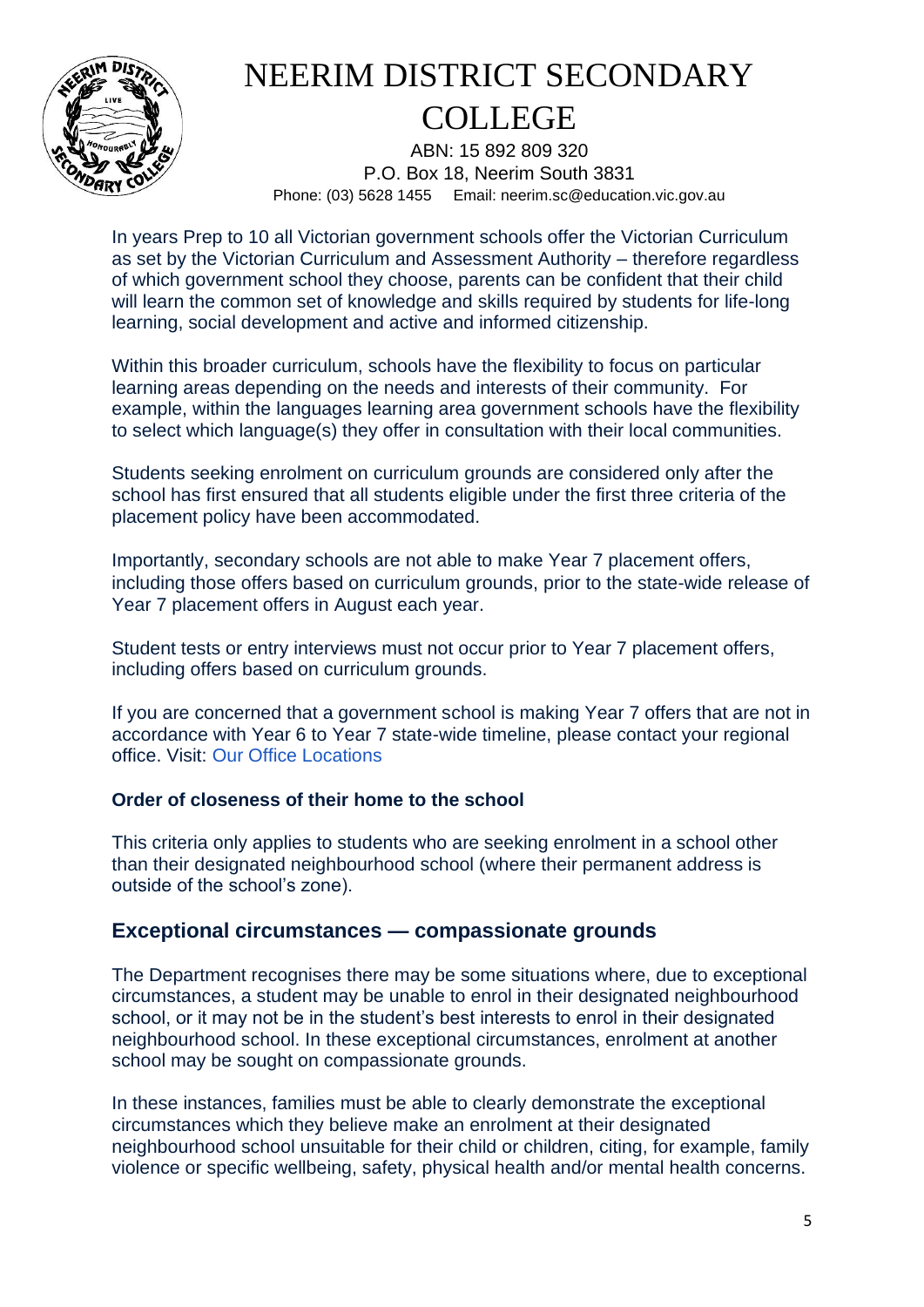In years Prep to 10 all Victorian government schools offer the Victorian Curriculum as set by the Victorian Curriculum and Assessment Authority – therefore regardless of which government school they choose, parents can be confident that their child will learn the common set of knowledge and skills required by students for life-long learning, social development and active and informed citizenship.

Within this broader curriculum, schools have the flexibility to focus on particular learning areas depending on the needs and interests of their community. For example, within the languages learning area government schools have the flexibility to select which language(s) they offer in consultation with their local communities.

Students seeking enrolment on curriculum grounds are considered only after the school has first ensured that all students eligible under the first three criteria of the placement policy have been accommodated.

Importantly, secondary schools are not able to make Year 7 placement offers, including those offers based on curriculum grounds, prior to the state-wide release of Year 7 placement offers in August each year.

Student tests or entry interviews must not occur prior to Year 7 placement offers, including offers based on curriculum grounds.

If you are concerned that a government school is making Year 7 offers that are not in accordance with Year 6 to Year 7 state-wide timeline, please contact your regional office. Visit: Our Office Locations

**Order of closeness of their home to the school**

This criteria only applies to students who are seeking enrolment in a school other than their designated neighbourhood school (where their permanent address is outside of the school's zone).

## Exceptional circumstances — compassionate grounds

The Department recognises there may be some situations where, due to exceptional circumstances, a student may be unable to enrol in their designated neighbourhood school, or it may not be in the student's best interests to enrol in their designated neighbourhood school. In these exceptional circumstances, enrolment at another school may be sought on compassionate grounds.

In these instances, families must be able to clearly demonstrate the exceptional circumstances which they believe make an enrolment at their designated neighbourhood school unsuitable for their child or children, citing, for example, family violence or specific wellbeing, safety, physical health and/or mental health concerns.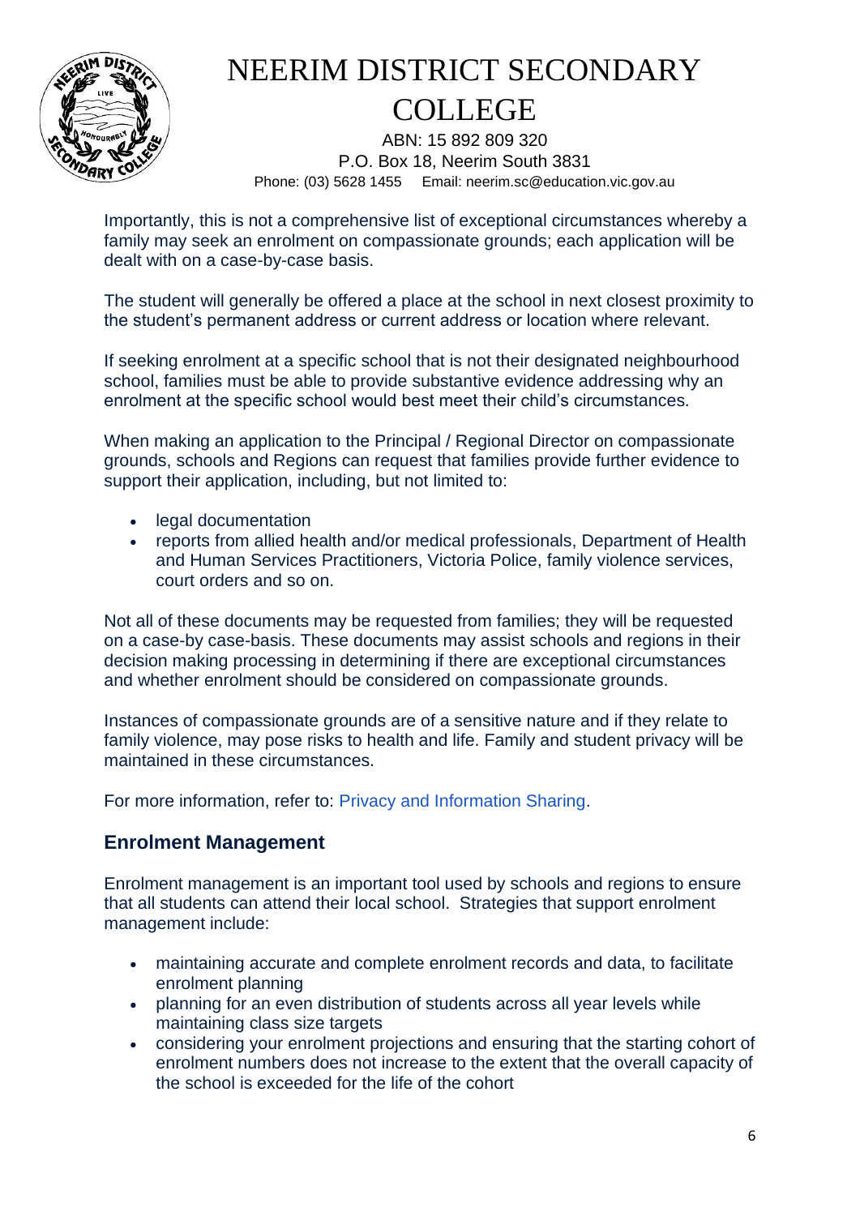Importantly, this is not a comprehensive list of exceptional circumstances whereby a family may seek an enrolment on compassionate grounds; each application will be dealt with on a case-by-case basis.

The student will generally be offered a place at the school in next closest proximity to the student's permanent address or current address or location where relevant.

If seeking enrolment at a specific school that is not their designated neighbourhood school, families must be able to provide substantive evidence addressing why an enrolment at the specific school would best meet their child's circumstances.

When making an application to the Principal / Regional Director on compassionate grounds, schools and Regions can request that families provide further evidence to support their application, including, but not limited to:

- legal documentation
- reports from allied health and/or medical professionals, Department of Health and Human Services Practitioners, Victoria Police, family violence services, court orders and so on.

Not all of these documents may be requested from families; they will be requested on a case-by case-basis. These documents may assist schools and regions in their decision making processing in determining if there are exceptional circumstances and whether enrolment should be considered on compassionate grounds.

Instances of compassionate grounds are of a sensitive nature and if they relate to family violence, may pose risks to health and life. Family and student privacy will be maintained in these circumstances.

For more information, refer to: Privacy and Information Sharing.

## Enrolment Management

Enrolment management is an important tool used by schools and regions to ensure that all students can attend their local school. Strategies that support enrolment management include:

- maintaining accurate and complete enrolment records and data, to facilitate enrolment planning
- planning for an even distribution of students across all year levels while maintaining class size targets
- considering your enrolment projections and ensuring that the starting cohort of enrolment numbers does not increase to the extent that the overall capacity of the school is exceeded for the life of the cohort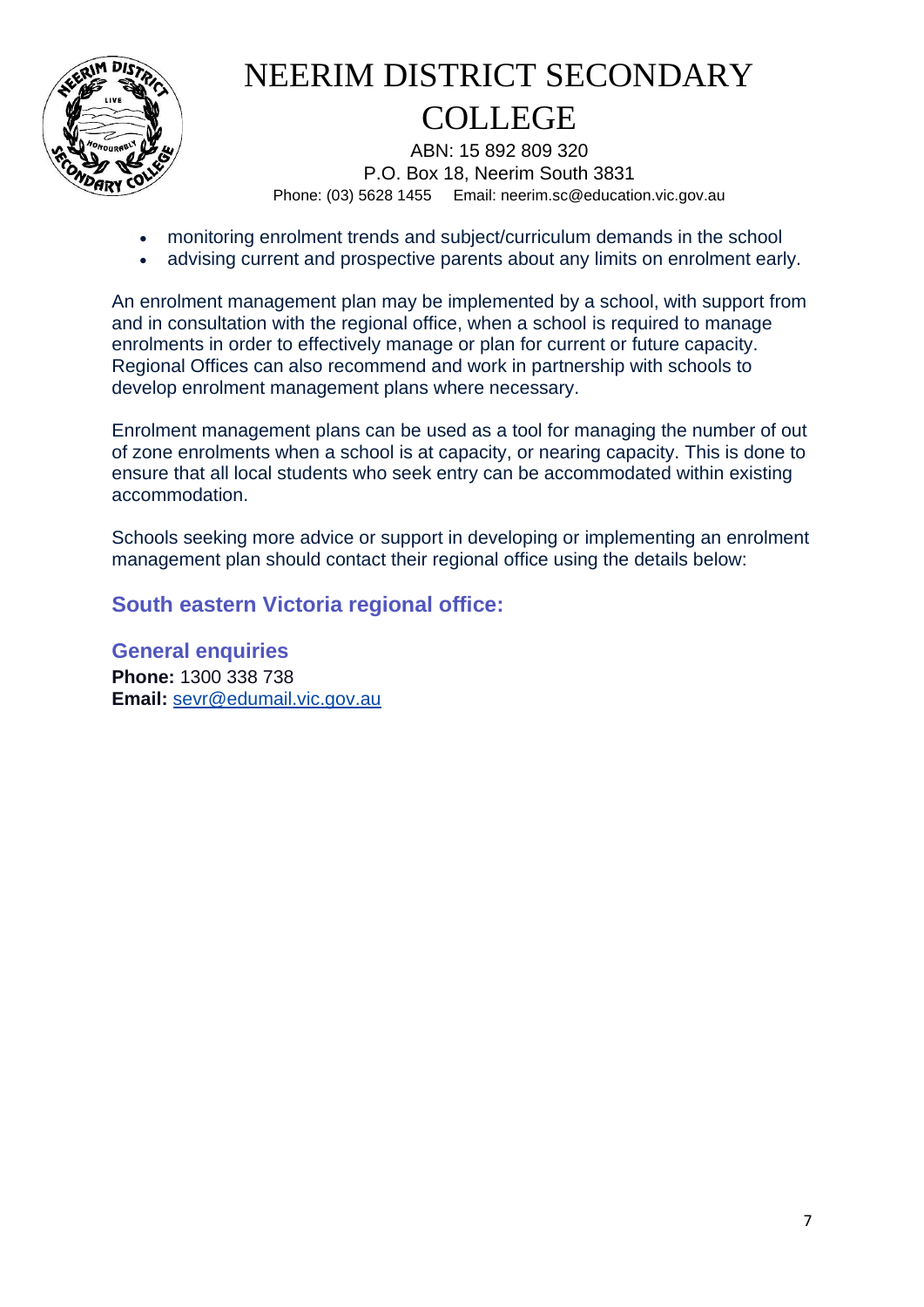- monitoring enrolment trends and subject/curriculum demands in the school
- advising current and prospective parents about any limits on enrolment early.

An enrolment management plan may be implemented by a school, with support from and in consultation with the regional office, when a school is required to manage enrolments in order to effectively manage or plan for current or future capacity. Regional Offices can also recommend and work in partnership with schools to develop enrolment management plans where necessary.

Enrolment management plans can be used as a tool for managing the number of out of zone enrolments when a school is at capacity, or nearing capacity. This is done to ensure that all local students who seek entry can be accommodated within existing accommodation.

Schools seeking more advice or support in developing or implementing an enrolment management plan should contact their regional office using the details below:

## South eastern Victoria regional office:

### General enquiries

**Phone:** 1300 338 738
**Email:** sevr@edumail.vic.gov.au